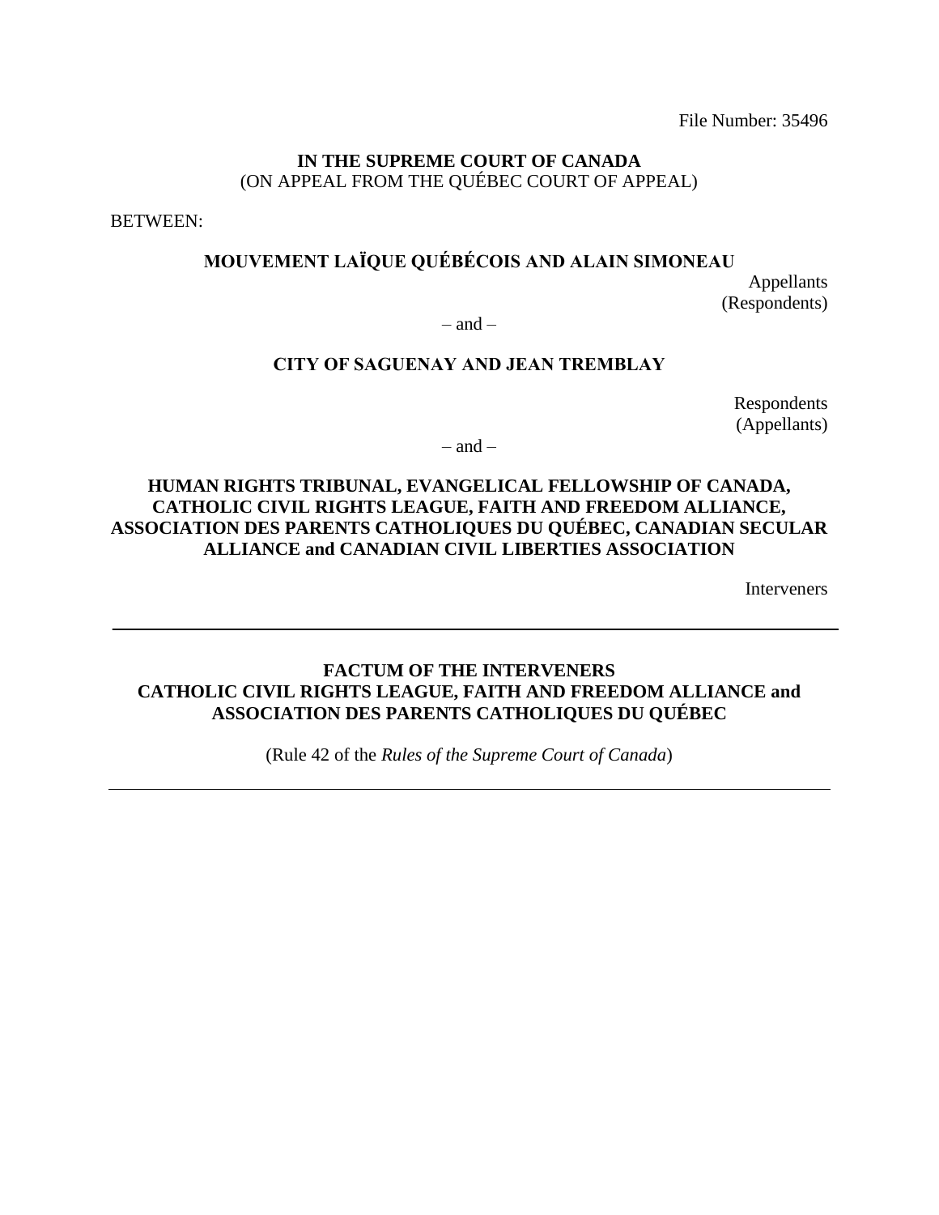File Number: 35496

**IN THE SUPREME COURT OF CANADA**
(ON APPEAL FROM THE QUÉBEC COURT OF APPEAL)

BETWEEN:

**MOUVEMENT LAÏQUE QUÉBÉCOIS AND ALAIN SIMONEAU**

Appellants
(Respondents)

– and –

**CITY OF SAGUENAY AND JEAN TREMBLAY**

Respondents
(Appellants)

– and –

**HUMAN RIGHTS TRIBUNAL, EVANGELICAL FELLOWSHIP OF CANADA, CATHOLIC CIVIL RIGHTS LEAGUE, FAITH AND FREEDOM ALLIANCE, ASSOCIATION DES PARENTS CATHOLIQUES DU QUÉBEC, CANADIAN SECULAR ALLIANCE and CANADIAN CIVIL LIBERTIES ASSOCIATION**

Interveners

---

**FACTUM OF THE INTERVENERS**
**CATHOLIC CIVIL RIGHTS LEAGUE, FAITH AND FREEDOM ALLIANCE and ASSOCIATION DES PARENTS CATHOLIQUES DU QUÉBEC**

(Rule 42 of the *Rules of the Supreme Court of Canada*)

---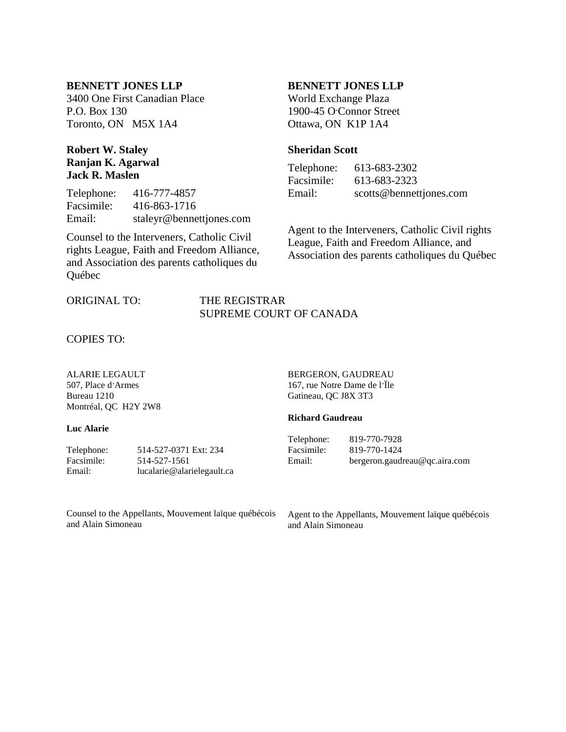**BENNETT JONES LLP**
3400 One First Canadian Place
P.O. Box 130
Toronto, ON M5X 1A4

**Robert W. Staley**
**Ranjan K. Agarwal**
**Jack R. Maslen**

Telephone: 416-777-4857
Facsimile: 416-863-1716
Email: staleyr@bennettjones.com

Counsel to the Interveners, Catholic Civil rights League, Faith and Freedom Alliance, and Association des parents catholiques du Québec

**BENNETT JONES LLP**
World Exchange Plaza
1900-45 O'Connor Street
Ottawa, ON K1P 1A4

**Sheridan Scott**

Telephone: 613-683-2302
Facsimile: 613-683-2323
Email: scotts@bennettjones.com

Agent to the Interveners, Catholic Civil rights League, Faith and Freedom Alliance, and Association des parents catholiques du Québec

ORIGINAL TO: THE REGISTRAR
SUPREME COURT OF CANADA

COPIES TO:

ALARIE LEGAULT
507, Place d'Armes
Bureau 1210
Montréal, QC H2Y 2W8

**Luc Alarie**

Telephone: 514-527-0371 Ext: 234
Facsimile: 514-527-1561
Email: lucalarie@alarielegault.ca

Counsel to the Appellants, Mouvement laïque québécois and Alain Simoneau

BERGERON, GAUDREAU
167, rue Notre Dame de l'Île
Gatineau, QC J8X 3T3

**Richard Gaudreau**

Telephone: 819-770-7928
Facsimile: 819-770-1424
Email: bergeron.gaudreau@qc.aira.com

Agent to the Appellants, Mouvement laïque québécois and Alain Simoneau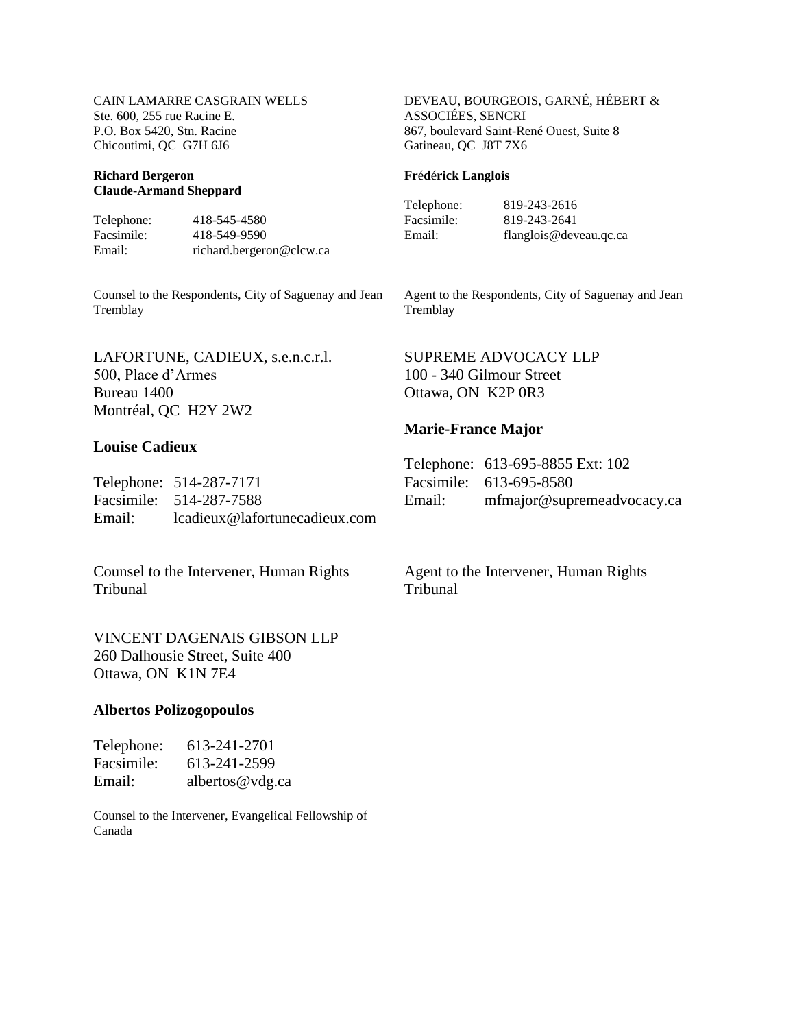CAIN LAMARRE CASGRAIN WELLS
Ste. 600, 255 rue Racine E.
P.O. Box 5420, Stn. Racine
Chicoutimi, QC G7H 6J6

**Richard Bergeron**
**Claude-Armand Sheppard**

Telephone: 418-545-4580
Facsimile: 418-549-9590
Email: richard.bergeron@clcw.ca

Counsel to the Respondents, City of Saguenay and Jean Tremblay

DEVEAU, BOURGEOIS, GARNÉ, HÉBERT & ASSOCIÉES, SENCRI
867, boulevard Saint-René Ouest, Suite 8
Gatineau, QC J8T 7X6

**Frédérick Langlois**

Telephone: 819-243-2616
Facsimile: 819-243-2641
Email: flanglois@deveau.qc.ca

Agent to the Respondents, City of Saguenay and Jean Tremblay

LAFORTUNE, CADIEUX, s.e.n.c.r.l.
500, Place d'Armes
Bureau 1400
Montréal, QC H2Y 2W2

**Louise Cadieux**

Telephone: 514-287-7171
Facsimile: 514-287-7588
Email: lcadieux@lafortunecadieux.com

Counsel to the Intervener, Human Rights Tribunal

SUPREME ADVOCACY LLP
100 - 340 Gilmour Street
Ottawa, ON K2P 0R3

**Marie-France Major**

Telephone: 613-695-8855 Ext: 102
Facsimile: 613-695-8580
Email: mfmajor@supremeadvocacy.ca

Agent to the Intervener, Human Rights Tribunal

VINCENT DAGENAIS GIBSON LLP
260 Dalhousie Street, Suite 400
Ottawa, ON K1N 7E4

**Albertos Polizogopoulos**

Telephone: 613-241-2701
Facsimile: 613-241-2599
Email: albertos@vdg.ca

Counsel to the Intervener, Evangelical Fellowship of Canada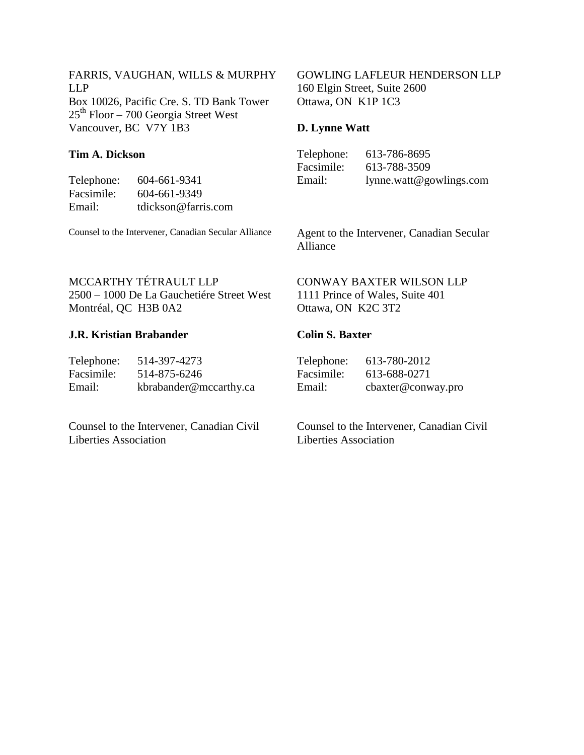FARRIS, VAUGHAN, WILLS & MURPHY LLP
Box 10026, Pacific Cre. S. TD Bank Tower
25th Floor – 700 Georgia Street West
Vancouver, BC V7Y 1B3

**Tim A. Dickson**

| | |
|---|---|
| Telephone: | 604-661-9341 |
| Facsimile: | 604-661-9349 |
| Email: | tdickson@farris.com |

Counsel to the Intervener, Canadian Secular Alliance

GOWLING LAFLEUR HENDERSON LLP
160 Elgin Street, Suite 2600
Ottawa, ON K1P 1C3

**D. Lynne Watt**

| | |
|---|---|
| Telephone: | 613-786-8695 |
| Facsimile: | 613-788-3509 |
| Email: | lynne.watt@gowlings.com |

Agent to the Intervener, Canadian Secular Alliance

MCCARTHY TÉTRAULT LLP
2500 – 1000 De La Gauchetiére Street West
Montréal, QC H3B 0A2

**J.R. Kristian Brabander**

| | |
|---|---|
| Telephone: | 514-397-4273 |
| Facsimile: | 514-875-6246 |
| Email: | kbrabander@mccarthy.ca |

Counsel to the Intervener, Canadian Civil Liberties Association

CONWAY BAXTER WILSON LLP
1111 Prince of Wales, Suite 401
Ottawa, ON K2C 3T2

**Colin S. Baxter**

| | |
|---|---|
| Telephone: | 613-780-2012 |
| Facsimile: | 613-688-0271 |
| Email: | cbaxter@conway.pro |

Counsel to the Intervener, Canadian Civil Liberties Association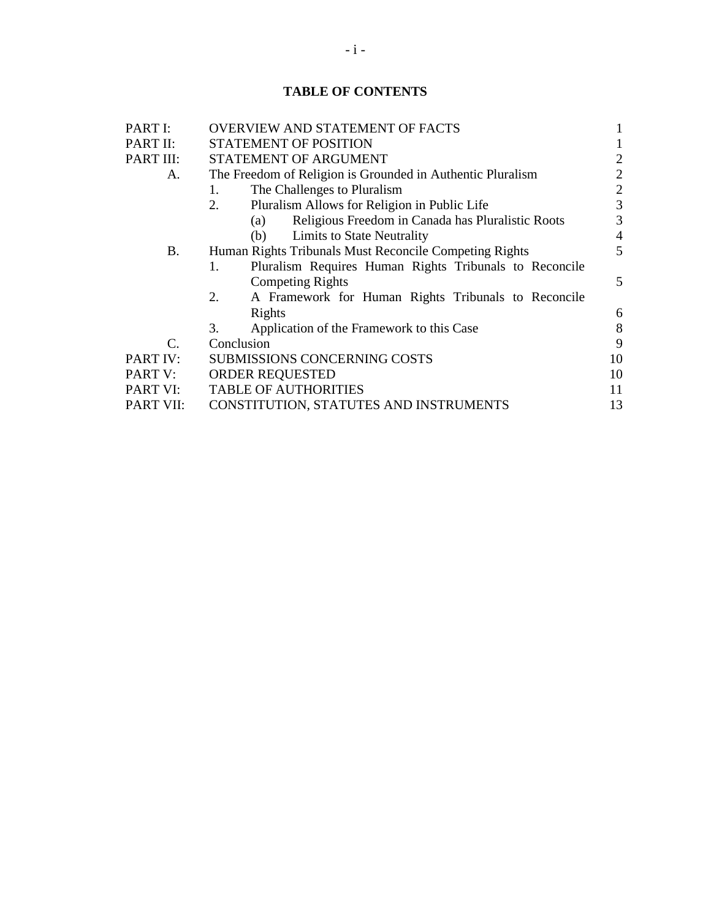# TABLE OF CONTENTS

| | | |
|---|---|---|
| PART I: | OVERVIEW AND STATEMENT OF FACTS | 1 |
| PART II: | STATEMENT OF POSITION | 1 |
| PART III: | STATEMENT OF ARGUMENT | 2 |
| A. | The Freedom of Religion is Grounded in Authentic Pluralism | 2 |
| | 1. The Challenges to Pluralism | 2 |
| | 2. Pluralism Allows for Religion in Public Life | 3 |
| | (a) Religious Freedom in Canada has Pluralistic Roots | 3 |
| | (b) Limits to State Neutrality | 4 |
| B. | Human Rights Tribunals Must Reconcile Competing Rights | 5 |
| | 1. Pluralism Requires Human Rights Tribunals to Reconcile Competing Rights | 5 |
| | 2. A Framework for Human Rights Tribunals to Reconcile Rights | 6 |
| | 3. Application of the Framework to this Case | 8 |
| C. | Conclusion | 9 |
| PART IV: | SUBMISSIONS CONCERNING COSTS | 10 |
| PART V: | ORDER REQUESTED | 10 |
| PART VI: | TABLE OF AUTHORITIES | 11 |
| PART VII: | CONSTITUTION, STATUTES AND INSTRUMENTS | 13 |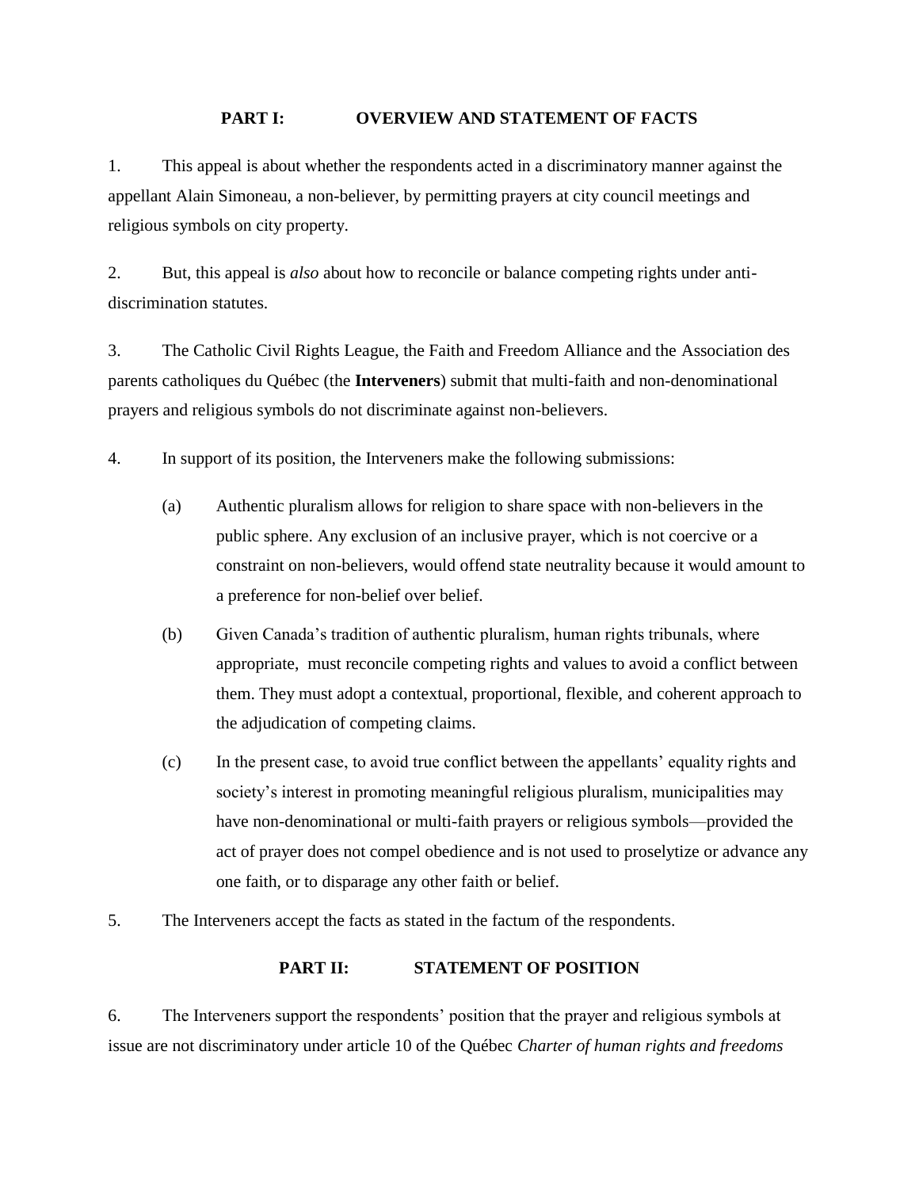## PART I: OVERVIEW AND STATEMENT OF FACTS

1. This appeal is about whether the respondents acted in a discriminatory manner against the appellant Alain Simoneau, a non-believer, by permitting prayers at city council meetings and religious symbols on city property.

2. But, this appeal is *also* about how to reconcile or balance competing rights under anti-discrimination statutes.

3. The Catholic Civil Rights League, the Faith and Freedom Alliance and the Association des parents catholiques du Québec (the **Interveners**) submit that multi-faith and non-denominational prayers and religious symbols do not discriminate against non-believers.

4. In support of its position, the Interveners make the following submissions:

   (a) Authentic pluralism allows for religion to share space with non-believers in the public sphere. Any exclusion of an inclusive prayer, which is not coercive or a constraint on non-believers, would offend state neutrality because it would amount to a preference for non-belief over belief.

   (b) Given Canada's tradition of authentic pluralism, human rights tribunals, where appropriate, must reconcile competing rights and values to avoid a conflict between them. They must adopt a contextual, proportional, flexible, and coherent approach to the adjudication of competing claims.

   (c) In the present case, to avoid true conflict between the appellants' equality rights and society's interest in promoting meaningful religious pluralism, municipalities may have non-denominational or multi-faith prayers or religious symbols—provided the act of prayer does not compel obedience and is not used to proselytize or advance any one faith, or to disparage any other faith or belief.

5. The Interveners accept the facts as stated in the factum of the respondents.

## PART II: STATEMENT OF POSITION

6. The Interveners support the respondents' position that the prayer and religious symbols at issue are not discriminatory under article 10 of the Québec *Charter of human rights and freedoms*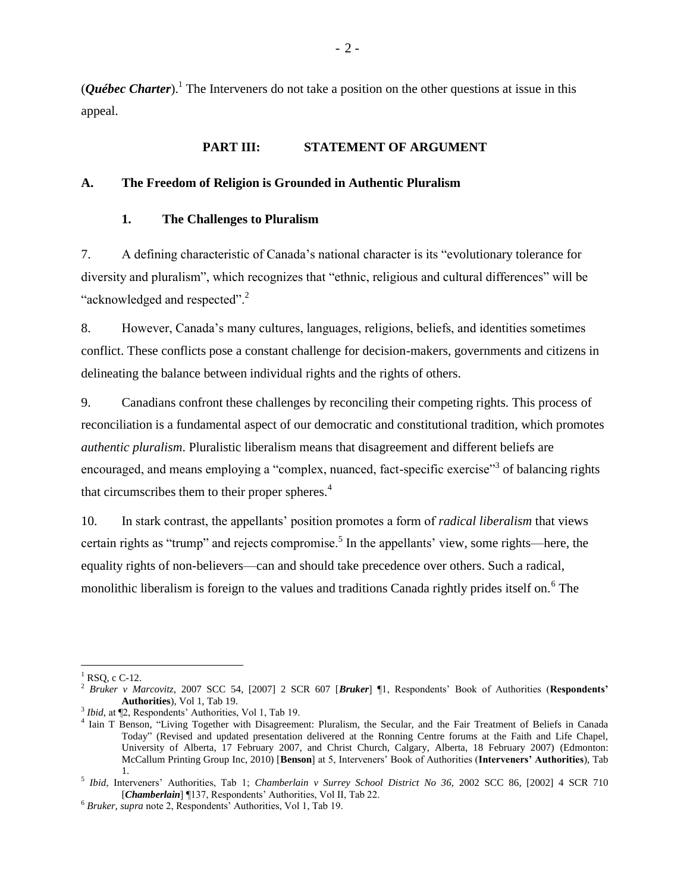(***Québec Charter***).[1] The Interveners do not take a position on the other questions at issue in this appeal.

## PART III: STATEMENT OF ARGUMENT

### A. The Freedom of Religion is Grounded in Authentic Pluralism

#### 1. The Challenges to Pluralism

7. A defining characteristic of Canada's national character is its "evolutionary tolerance for diversity and pluralism", which recognizes that "ethnic, religious and cultural differences" will be "acknowledged and respected".[2]

8. However, Canada's many cultures, languages, religions, beliefs, and identities sometimes conflict. These conflicts pose a constant challenge for decision-makers, governments and citizens in delineating the balance between individual rights and the rights of others.

9. Canadians confront these challenges by reconciling their competing rights. This process of reconciliation is a fundamental aspect of our democratic and constitutional tradition, which promotes *authentic pluralism*. Pluralistic liberalism means that disagreement and different beliefs are encouraged, and means employing a "complex, nuanced, fact-specific exercise"[3] of balancing rights that circumscribes them to their proper spheres.[4]

10. In stark contrast, the appellants' position promotes a form of *radical liberalism* that views certain rights as "trump" and rejects compromise.[5] In the appellants' view, some rights—here, the equality rights of non-believers—can and should take precedence over others. Such a radical, monolithic liberalism is foreign to the values and traditions Canada rightly prides itself on.[6] The

---

[1] RSQ, c C-12.

[2] *Bruker v Marcovitz*, 2007 SCC 54, [2007] 2 SCR 607 [***Bruker***] ¶1, Respondents' Book of Authorities (**Respondents' Authorities**), Vol 1, Tab 19.

[3] *Ibid*, at ¶2, Respondents' Authorities, Vol 1, Tab 19.

[4] Iain T Benson, "Living Together with Disagreement: Pluralism, the Secular, and the Fair Treatment of Beliefs in Canada Today" (Revised and updated presentation delivered at the Ronning Centre forums at the Faith and Life Chapel, University of Alberta, 17 February 2007, and Christ Church, Calgary, Alberta, 18 February 2007) (Edmonton: McCallum Printing Group Inc, 2010) [**Benson**] at 5, Interveners' Book of Authorities (**Interveners' Authorities**), Tab 1.

[5] *Ibid*, Interveners' Authorities, Tab 1; *Chamberlain v Surrey School District No 36*, 2002 SCC 86, [2002] 4 SCR 710 [***Chamberlain***] ¶137, Respondents' Authorities, Vol II, Tab 22.

[6] *Bruker*, *supra* note 2, Respondents' Authorities, Vol 1, Tab 19.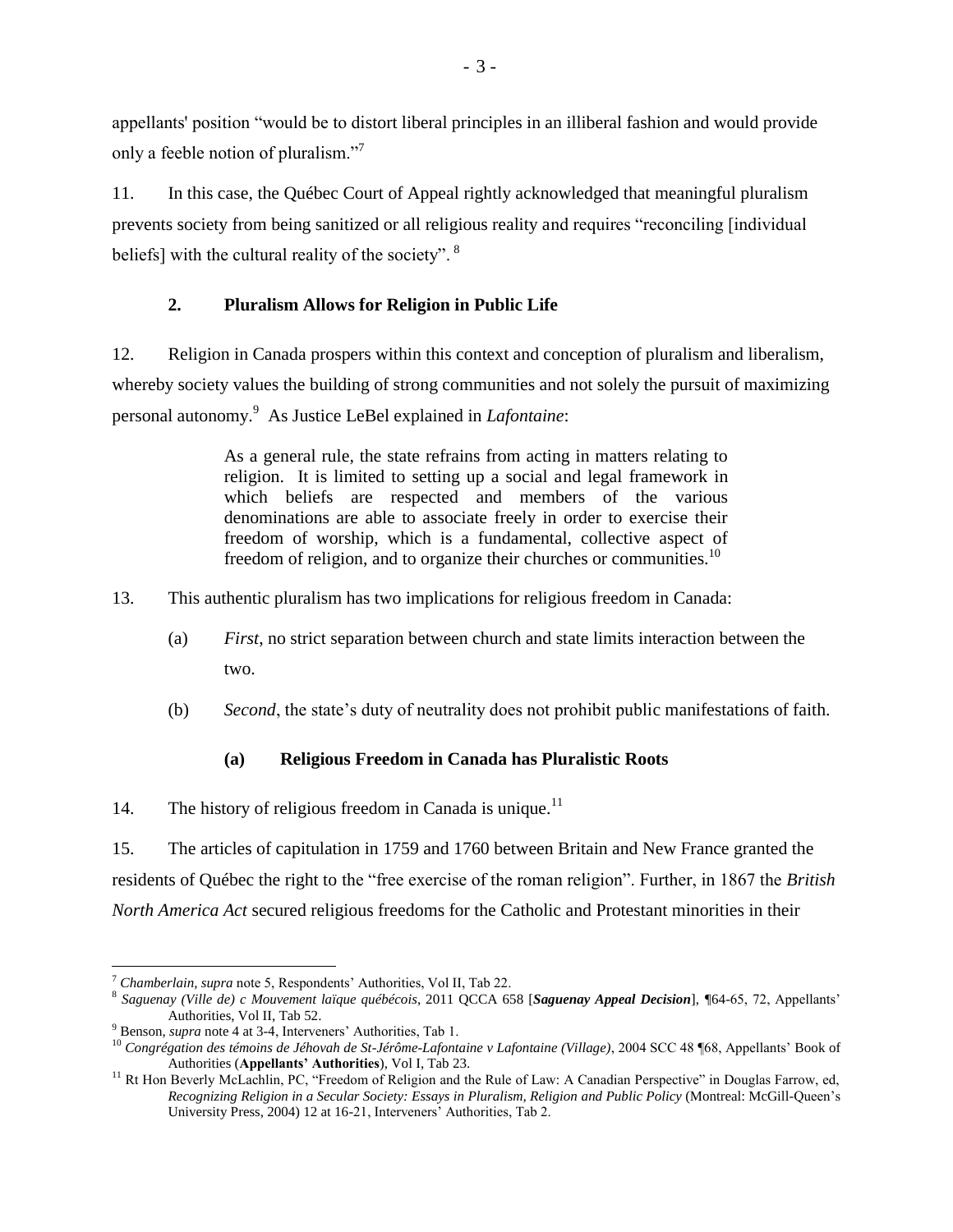appellants' position "would be to distort liberal principles in an illiberal fashion and would provide only a feeble notion of pluralism."[7]

11. In this case, the Québec Court of Appeal rightly acknowledged that meaningful pluralism prevents society from being sanitized or all religious reality and requires "reconciling [individual beliefs] with the cultural reality of the society". [8]

### 2. Pluralism Allows for Religion in Public Life

12. Religion in Canada prospers within this context and conception of pluralism and liberalism, whereby society values the building of strong communities and not solely the pursuit of maximizing personal autonomy.[9] As Justice LeBel explained in *Lafontaine*:

> As a general rule, the state refrains from acting in matters relating to religion. It is limited to setting up a social and legal framework in which beliefs are respected and members of the various denominations are able to associate freely in order to exercise their freedom of worship, which is a fundamental, collective aspect of freedom of religion, and to organize their churches or communities.[10]

13. This authentic pluralism has two implications for religious freedom in Canada:

(a) *First*, no strict separation between church and state limits interaction between the two.

(b) *Second*, the state's duty of neutrality does not prohibit public manifestations of faith.

#### (a) Religious Freedom in Canada has Pluralistic Roots

14. The history of religious freedom in Canada is unique.[11]

15. The articles of capitulation in 1759 and 1760 between Britain and New France granted the residents of Québec the right to the "free exercise of the roman religion". Further, in 1867 the *British North America Act* secured religious freedoms for the Catholic and Protestant minorities in their

---

[7] *Chamberlain, supra* note 5, Respondents' Authorities, Vol II, Tab 22.

[8] *Saguenay (Ville de) c Mouvement laïque québécois*, 2011 QCCA 658 [***Saguenay Appeal Decision***], ¶64-65, 72, Appellants' Authorities, Vol II, Tab 52.

[9] Benson, *supra* note 4 at 3-4, Interveners' Authorities, Tab 1.

[10] *Congrégation des témoins de Jéhovah de St-Jérôme-Lafontaine v Lafontaine (Village)*, 2004 SCC 48 ¶68, Appellants' Book of Authorities (**Appellants' Authorities**), Vol I, Tab 23.

[11] Rt Hon Beverly McLachlin, PC, "Freedom of Religion and the Rule of Law: A Canadian Perspective" in Douglas Farrow, ed, *Recognizing Religion in a Secular Society: Essays in Pluralism, Religion and Public Policy* (Montreal: McGill-Queen's University Press, 2004) 12 at 16-21, Interveners' Authorities, Tab 2.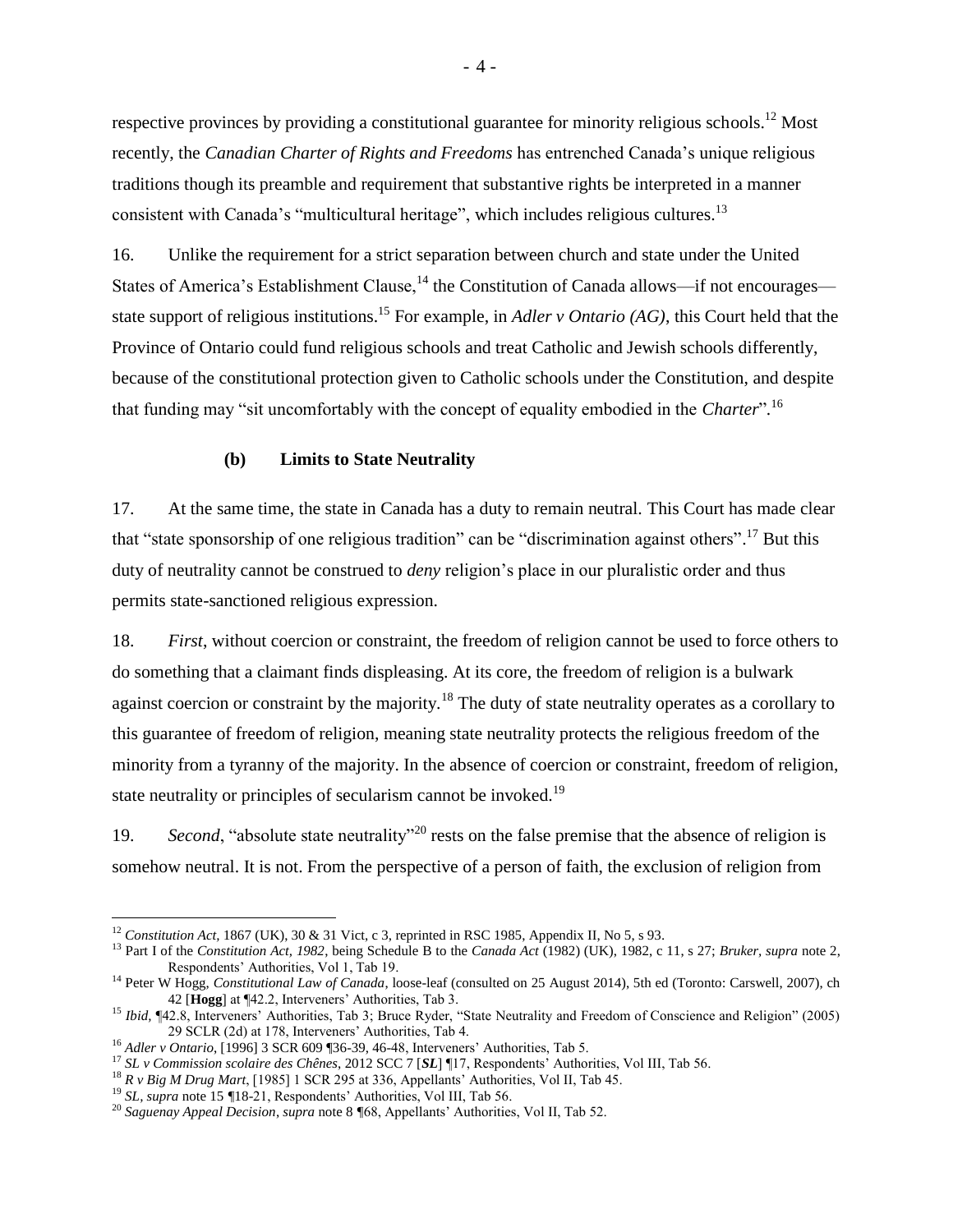respective provinces by providing a constitutional guarantee for minority religious schools.[12] Most recently, the *Canadian Charter of Rights and Freedoms* has entrenched Canada's unique religious traditions though its preamble and requirement that substantive rights be interpreted in a manner consistent with Canada's "multicultural heritage", which includes religious cultures.[13]

16. Unlike the requirement for a strict separation between church and state under the United States of America's Establishment Clause,[14] the Constitution of Canada allows—if not encourages—state support of religious institutions.[15] For example, in *Adler v Ontario (AG)*, this Court held that the Province of Ontario could fund religious schools and treat Catholic and Jewish schools differently, because of the constitutional protection given to Catholic schools under the Constitution, and despite that funding may "sit uncomfortably with the concept of equality embodied in the *Charter*".[16]

### (b) Limits to State Neutrality

17. At the same time, the state in Canada has a duty to remain neutral. This Court has made clear that "state sponsorship of one religious tradition" can be "discrimination against others".[17] But this duty of neutrality cannot be construed to *deny* religion's place in our pluralistic order and thus permits state-sanctioned religious expression.

18. *First*, without coercion or constraint, the freedom of religion cannot be used to force others to do something that a claimant finds displeasing. At its core, the freedom of religion is a bulwark against coercion or constraint by the majority.[18] The duty of state neutrality operates as a corollary to this guarantee of freedom of religion, meaning state neutrality protects the religious freedom of the minority from a tyranny of the majority. In the absence of coercion or constraint, freedom of religion, state neutrality or principles of secularism cannot be invoked.[19]

19. *Second*, "absolute state neutrality"[20] rests on the false premise that the absence of religion is somehow neutral. It is not. From the perspective of a person of faith, the exclusion of religion from

---

[12] *Constitution Act*, 1867 (UK), 30 & 31 Vict, c 3, reprinted in RSC 1985, Appendix II, No 5, s 93.

[13] Part I of the *Constitution Act, 1982*, being Schedule B to the *Canada Act* (1982) (UK), 1982, c 11, s 27; *Bruker*, *supra* note 2, Respondents' Authorities, Vol 1, Tab 19.

[14] Peter W Hogg, *Constitutional Law of Canada*, loose-leaf (consulted on 25 August 2014), 5th ed (Toronto: Carswell, 2007), ch 42 [**Hogg**] at ¶42.2, Interveners' Authorities, Tab 3.

[15] *Ibid*, ¶42.8, Interveners' Authorities, Tab 3; Bruce Ryder, "State Neutrality and Freedom of Conscience and Religion" (2005) 29 SCLR (2d) at 178, Interveners' Authorities, Tab 4.

[16] *Adler v Ontario*, [1996] 3 SCR 609 ¶36-39, 46-48, Interveners' Authorities, Tab 5.

[17] *SL v Commission scolaire des Chênes*, 2012 SCC 7 [***SL***] ¶17, Respondents' Authorities, Vol III, Tab 56.

[18] *R v Big M Drug Mart*, [1985] 1 SCR 295 at 336, Appellants' Authorities, Vol II, Tab 45.

[19] *SL*, *supra* note 15 ¶18-21, Respondents' Authorities, Vol III, Tab 56.

[20] *Saguenay Appeal Decision*, *supra* note 8 ¶68, Appellants' Authorities, Vol II, Tab 52.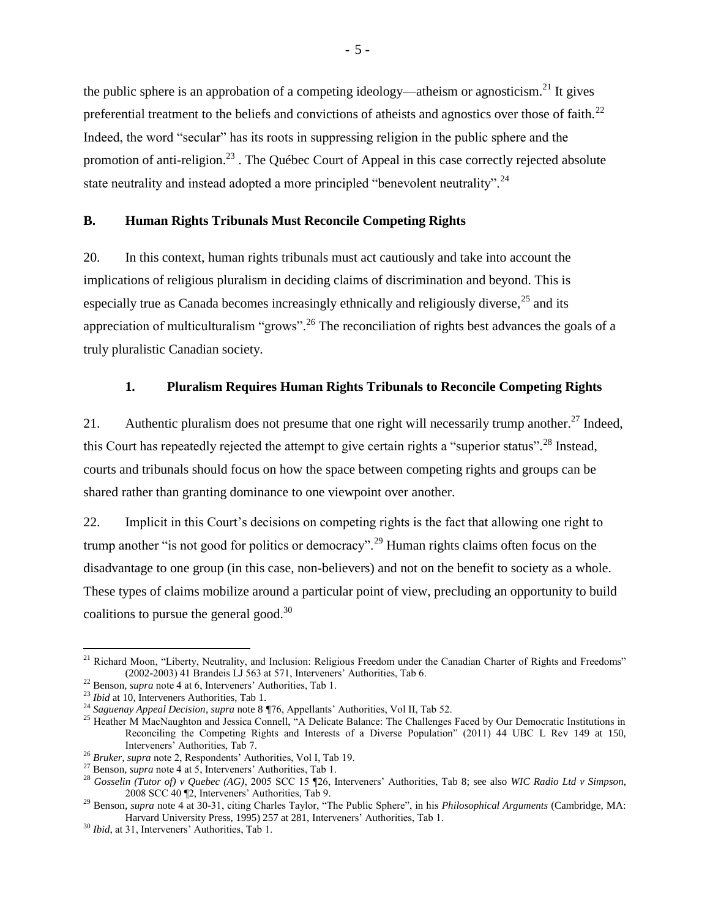the public sphere is an approbation of a competing ideology—atheism or agnosticism.[21] It gives preferential treatment to the beliefs and convictions of atheists and agnostics over those of faith.[22] Indeed, the word "secular" has its roots in suppressing religion in the public sphere and the promotion of anti-religion.[23] . The Québec Court of Appeal in this case correctly rejected absolute state neutrality and instead adopted a more principled "benevolent neutrality".[24]

### B. Human Rights Tribunals Must Reconcile Competing Rights

20. In this context, human rights tribunals must act cautiously and take into account the implications of religious pluralism in deciding claims of discrimination and beyond. This is especially true as Canada becomes increasingly ethnically and religiously diverse,[25] and its appreciation of multiculturalism "grows".[26] The reconciliation of rights best advances the goals of a truly pluralistic Canadian society.

#### 1. Pluralism Requires Human Rights Tribunals to Reconcile Competing Rights

21. Authentic pluralism does not presume that one right will necessarily trump another.[27] Indeed, this Court has repeatedly rejected the attempt to give certain rights a "superior status".[28] Instead, courts and tribunals should focus on how the space between competing rights and groups can be shared rather than granting dominance to one viewpoint over another.

22. Implicit in this Court's decisions on competing rights is the fact that allowing one right to trump another "is not good for politics or democracy".[29] Human rights claims often focus on the disadvantage to one group (in this case, non-believers) and not on the benefit to society as a whole. These types of claims mobilize around a particular point of view, precluding an opportunity to build coalitions to pursue the general good.[30]

---

[21] Richard Moon, "Liberty, Neutrality, and Inclusion: Religious Freedom under the Canadian Charter of Rights and Freedoms" (2002-2003) 41 Brandeis LJ 563 at 571, Interveners' Authorities, Tab 6.

[22] Benson, *supra* note 4 at 6, Interveners' Authorities, Tab 1.

[23] *Ibid* at 10, Interveners Authorities, Tab 1.

[24] *Saguenay Appeal Decision*, *supra* note 8 ¶76, Appellants' Authorities, Vol II, Tab 52.

[25] Heather M MacNaughton and Jessica Connell, "A Delicate Balance: The Challenges Faced by Our Democratic Institutions in Reconciling the Competing Rights and Interests of a Diverse Population" (2011) 44 UBC L Rev 149 at 150, Interveners' Authorities, Tab 7.

[26] *Bruker*, *supra* note 2, Respondents' Authorities, Vol I, Tab 19.

[27] Benson, *supra* note 4 at 5, Interveners' Authorities, Tab 1.

[28] *Gosselin (Tutor of) v Quebec (AG)*, 2005 SCC 15 ¶26, Interveners' Authorities, Tab 8; see also *WIC Radio Ltd v Simpson*, 2008 SCC 40 ¶2, Interveners' Authorities, Tab 9.

[29] Benson, *supra* note 4 at 30-31, citing Charles Taylor, "The Public Sphere", in his *Philosophical Arguments* (Cambridge, MA: Harvard University Press, 1995) 257 at 281, Interveners' Authorities, Tab 1.

[30] *Ibid*, at 31, Interveners' Authorities, Tab 1.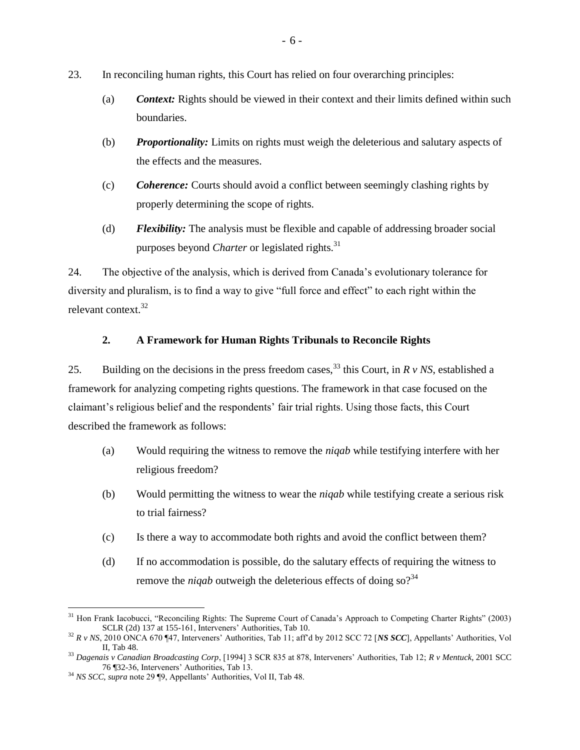23. In reconciling human rights, this Court has relied on four overarching principles:

(a) ***Context:*** Rights should be viewed in their context and their limits defined within such boundaries.

(b) ***Proportionality:*** Limits on rights must weigh the deleterious and salutary aspects of the effects and the measures.

(c) ***Coherence:*** Courts should avoid a conflict between seemingly clashing rights by properly determining the scope of rights.

(d) ***Flexibility:*** The analysis must be flexible and capable of addressing broader social purposes beyond *Charter* or legislated rights.[31]

24. The objective of the analysis, which is derived from Canada's evolutionary tolerance for diversity and pluralism, is to find a way to give "full force and effect" to each right within the relevant context.[32]

### 2. A Framework for Human Rights Tribunals to Reconcile Rights

25. Building on the decisions in the press freedom cases,[33] this Court, in *R v NS*, established a framework for analyzing competing rights questions. The framework in that case focused on the claimant's religious belief and the respondents' fair trial rights. Using those facts, this Court described the framework as follows:

(a) Would requiring the witness to remove the *niqab* while testifying interfere with her religious freedom?

(b) Would permitting the witness to wear the *niqab* while testifying create a serious risk to trial fairness?

(c) Is there a way to accommodate both rights and avoid the conflict between them?

(d) If no accommodation is possible, do the salutary effects of requiring the witness to remove the *niqab* outweigh the deleterious effects of doing so?[34]

---

[31] Hon Frank Iacobucci, "Reconciling Rights: The Supreme Court of Canada's Approach to Competing Charter Rights" (2003) SCLR (2d) 137 at 155-161, Interveners' Authorities, Tab 10.

[32] *R v NS*, 2010 ONCA 670 ¶47, Interveners' Authorities, Tab 11; aff'd by 2012 SCC 72 [***NS SCC***], Appellants' Authorities, Vol II, Tab 48.

[33] *Dagenais v Canadian Broadcasting Corp*, [1994] 3 SCR 835 at 878, Interveners' Authorities, Tab 12; *R v Mentuck*, 2001 SCC 76 ¶32-36, Interveners' Authorities, Tab 13.

[34] *NS SCC, supra* note 29 ¶9, Appellants' Authorities, Vol II, Tab 48.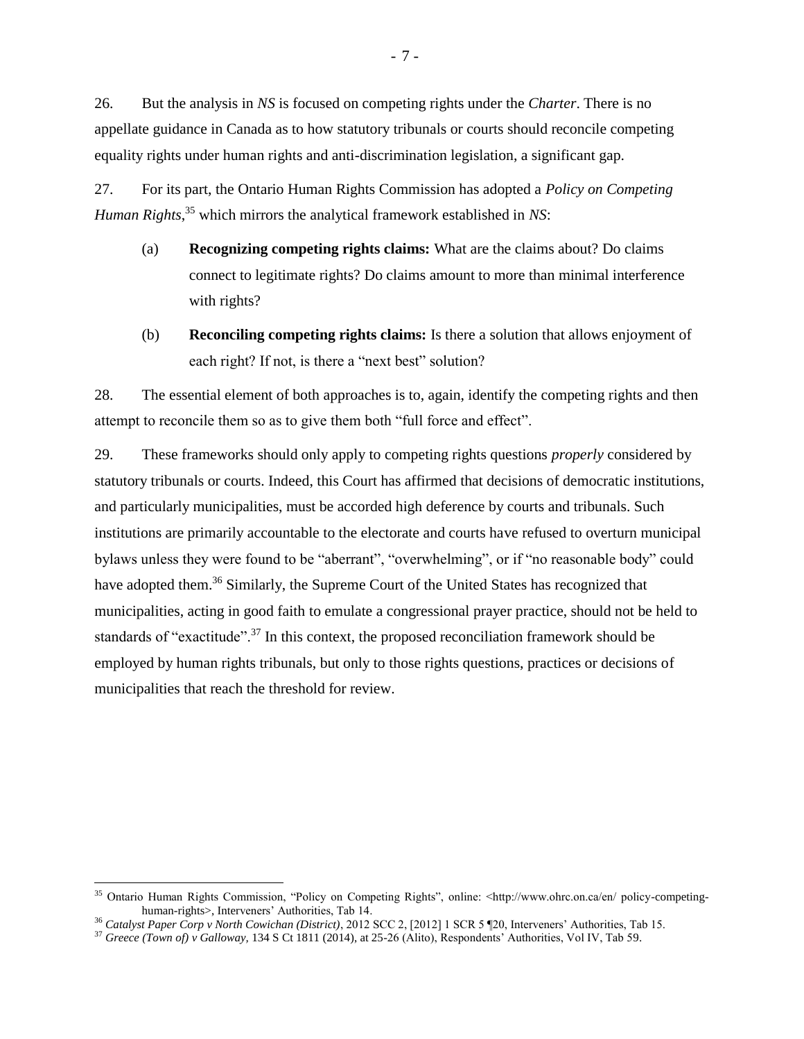26. But the analysis in *NS* is focused on competing rights under the *Charter*. There is no appellate guidance in Canada as to how statutory tribunals or courts should reconcile competing equality rights under human rights and anti-discrimination legislation, a significant gap.

27. For its part, the Ontario Human Rights Commission has adopted a *Policy on Competing Human Rights*,[35] which mirrors the analytical framework established in *NS*:

(a) **Recognizing competing rights claims:** What are the claims about? Do claims connect to legitimate rights? Do claims amount to more than minimal interference with rights?

(b) **Reconciling competing rights claims:** Is there a solution that allows enjoyment of each right? If not, is there a "next best" solution?

28. The essential element of both approaches is to, again, identify the competing rights and then attempt to reconcile them so as to give them both "full force and effect".

29. These frameworks should only apply to competing rights questions *properly* considered by statutory tribunals or courts. Indeed, this Court has affirmed that decisions of democratic institutions, and particularly municipalities, must be accorded high deference by courts and tribunals. Such institutions are primarily accountable to the electorate and courts have refused to overturn municipal bylaws unless they were found to be "aberrant", "overwhelming", or if "no reasonable body" could have adopted them.[36] Similarly, the Supreme Court of the United States has recognized that municipalities, acting in good faith to emulate a congressional prayer practice, should not be held to standards of "exactitude".[37] In this context, the proposed reconciliation framework should be employed by human rights tribunals, but only to those rights questions, practices or decisions of municipalities that reach the threshold for review.

---

[35] Ontario Human Rights Commission, "Policy on Competing Rights", online: <http://www.ohrc.on.ca/en/ policy-competing-human-rights>, Interveners' Authorities, Tab 14.

[36] *Catalyst Paper Corp v North Cowichan (District)*, 2012 SCC 2, [2012] 1 SCR 5 ¶20, Interveners' Authorities, Tab 15.

[37] *Greece (Town of) v Galloway*, 134 S Ct 1811 (2014), at 25-26 (Alito), Respondents' Authorities, Vol IV, Tab 59.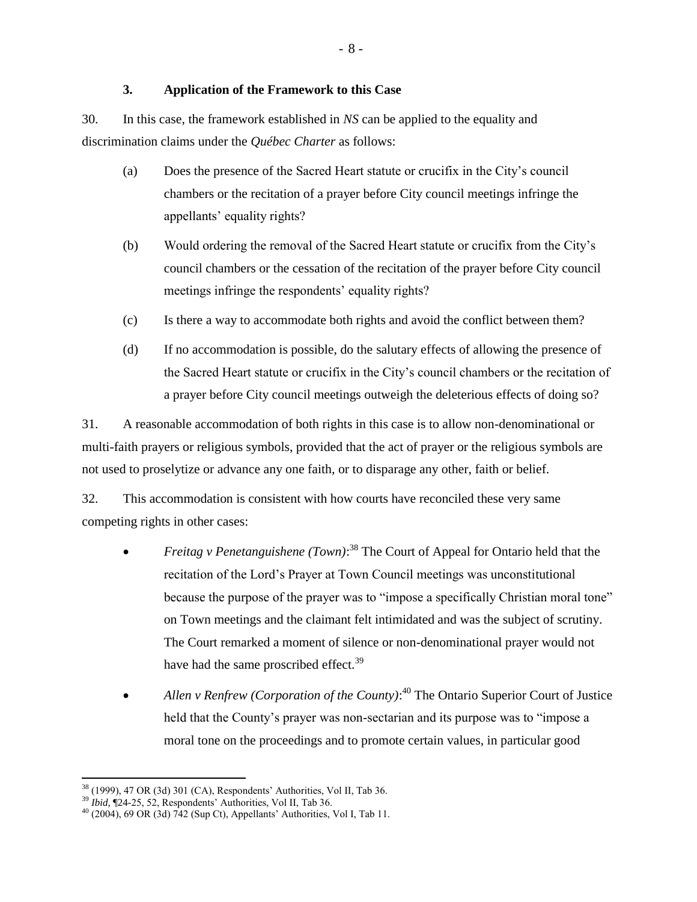### 3. Application of the Framework to this Case

30. In this case, the framework established in *NS* can be applied to the equality and discrimination claims under the *Québec Charter* as follows:

(a) Does the presence of the Sacred Heart statute or crucifix in the City's council chambers or the recitation of a prayer before City council meetings infringe the appellants' equality rights?

(b) Would ordering the removal of the Sacred Heart statute or crucifix from the City's council chambers or the cessation of the recitation of the prayer before City council meetings infringe the respondents' equality rights?

(c) Is there a way to accommodate both rights and avoid the conflict between them?

(d) If no accommodation is possible, do the salutary effects of allowing the presence of the Sacred Heart statute or crucifix in the City's council chambers or the recitation of a prayer before City council meetings outweigh the deleterious effects of doing so?

31. A reasonable accommodation of both rights in this case is to allow non-denominational or multi-faith prayers or religious symbols, provided that the act of prayer or the religious symbols are not used to proselytize or advance any one faith, or to disparage any other, faith or belief.

32. This accommodation is consistent with how courts have reconciled these very same competing rights in other cases:

- *Freitag v Penetanguishene (Town)*:[38] The Court of Appeal for Ontario held that the recitation of the Lord's Prayer at Town Council meetings was unconstitutional because the purpose of the prayer was to "impose a specifically Christian moral tone" on Town meetings and the claimant felt intimidated and was the subject of scrutiny. The Court remarked a moment of silence or non-denominational prayer would not have had the same proscribed effect.[39]
- *Allen v Renfrew (Corporation of the County)*:[40] The Ontario Superior Court of Justice held that the County's prayer was non-sectarian and its purpose was to "impose a moral tone on the proceedings and to promote certain values, in particular good

---

[38] (1999), 47 OR (3d) 301 (CA), Respondents' Authorities, Vol II, Tab 36.

[39] *Ibid,* ¶24-25, 52, Respondents' Authorities, Vol II, Tab 36.

[40] (2004), 69 OR (3d) 742 (Sup Ct), Appellants' Authorities, Vol I, Tab 11.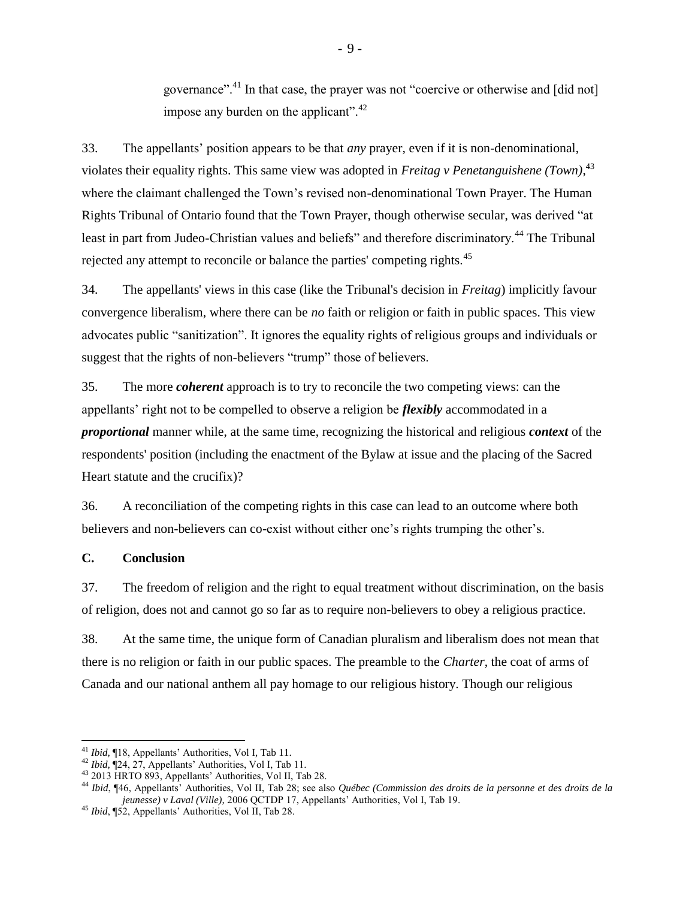governance".[41] In that case, the prayer was not "coercive or otherwise and [did not] impose any burden on the applicant".[42]

33. The appellants' position appears to be that *any* prayer, even if it is non-denominational, violates their equality rights. This same view was adopted in *Freitag v Penetanguishene (Town)*,[43] where the claimant challenged the Town's revised non-denominational Town Prayer. The Human Rights Tribunal of Ontario found that the Town Prayer, though otherwise secular, was derived "at least in part from Judeo-Christian values and beliefs" and therefore discriminatory.[44] The Tribunal rejected any attempt to reconcile or balance the parties' competing rights.[45]

34. The appellants' views in this case (like the Tribunal's decision in *Freitag*) implicitly favour convergence liberalism, where there can be *no* faith or religion or faith in public spaces. This view advocates public "sanitization". It ignores the equality rights of religious groups and individuals or suggest that the rights of non-believers "trump" those of believers.

35. The more ***coherent*** approach is to try to reconcile the two competing views: can the appellants' right not to be compelled to observe a religion be ***flexibly*** accommodated in a ***proportional*** manner while, at the same time, recognizing the historical and religious ***context*** of the respondents' position (including the enactment of the Bylaw at issue and the placing of the Sacred Heart statute and the crucifix)?

36. A reconciliation of the competing rights in this case can lead to an outcome where both believers and non-believers can co-exist without either one's rights trumping the other's.

**C. Conclusion**

37. The freedom of religion and the right to equal treatment without discrimination, on the basis of religion, does not and cannot go so far as to require non-believers to obey a religious practice.

38. At the same time, the unique form of Canadian pluralism and liberalism does not mean that there is no religion or faith in our public spaces. The preamble to the *Charter*, the coat of arms of Canada and our national anthem all pay homage to our religious history. Though our religious

---

[41] *Ibid*, ¶18, Appellants' Authorities, Vol I, Tab 11.

[42] *Ibid*, ¶24, 27, Appellants' Authorities, Vol I, Tab 11.

[43] 2013 HRTO 893, Appellants' Authorities, Vol II, Tab 28.

[44] *Ibid*, ¶46, Appellants' Authorities, Vol II, Tab 28; see also *Québec (Commission des droits de la personne et des droits de la jeunesse) v Laval (Ville)*, 2006 QCTDP 17, Appellants' Authorities, Vol I, Tab 19.

[45] *Ibid*, ¶52, Appellants' Authorities, Vol II, Tab 28.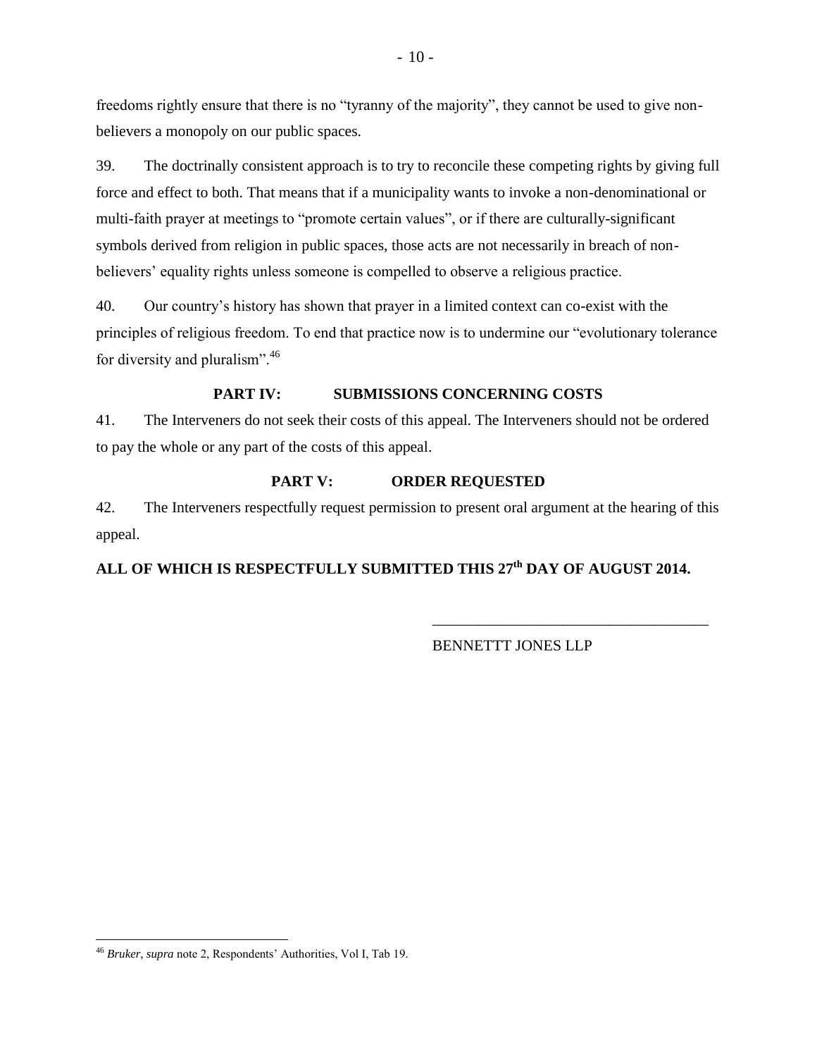freedoms rightly ensure that there is no "tyranny of the majority", they cannot be used to give non-believers a monopoly on our public spaces.

39. The doctrinally consistent approach is to try to reconcile these competing rights by giving full force and effect to both. That means that if a municipality wants to invoke a non-denominational or multi-faith prayer at meetings to "promote certain values", or if there are culturally-significant symbols derived from religion in public spaces, those acts are not necessarily in breach of non-believers' equality rights unless someone is compelled to observe a religious practice.

40. Our country's history has shown that prayer in a limited context can co-exist with the principles of religious freedom. To end that practice now is to undermine our "evolutionary tolerance for diversity and pluralism".[46]

## PART IV: SUBMISSIONS CONCERNING COSTS

41. The Interveners do not seek their costs of this appeal. The Interveners should not be ordered to pay the whole or any part of the costs of this appeal.

## PART V: ORDER REQUESTED

42. The Interveners respectfully request permission to present oral argument at the hearing of this appeal.

**ALL OF WHICH IS RESPECTFULLY SUBMITTED THIS 27th DAY OF AUGUST 2014.**

\_\_\_\_\_\_\_\_\_\_\_\_\_\_\_\_\_\_\_\_\_\_\_\_\_\_\_\_\_\_\_\_\_\_\_\_

BENNETTT JONES LLP

---

[46] *Bruker*, *supra* note 2, Respondents' Authorities, Vol I, Tab 19.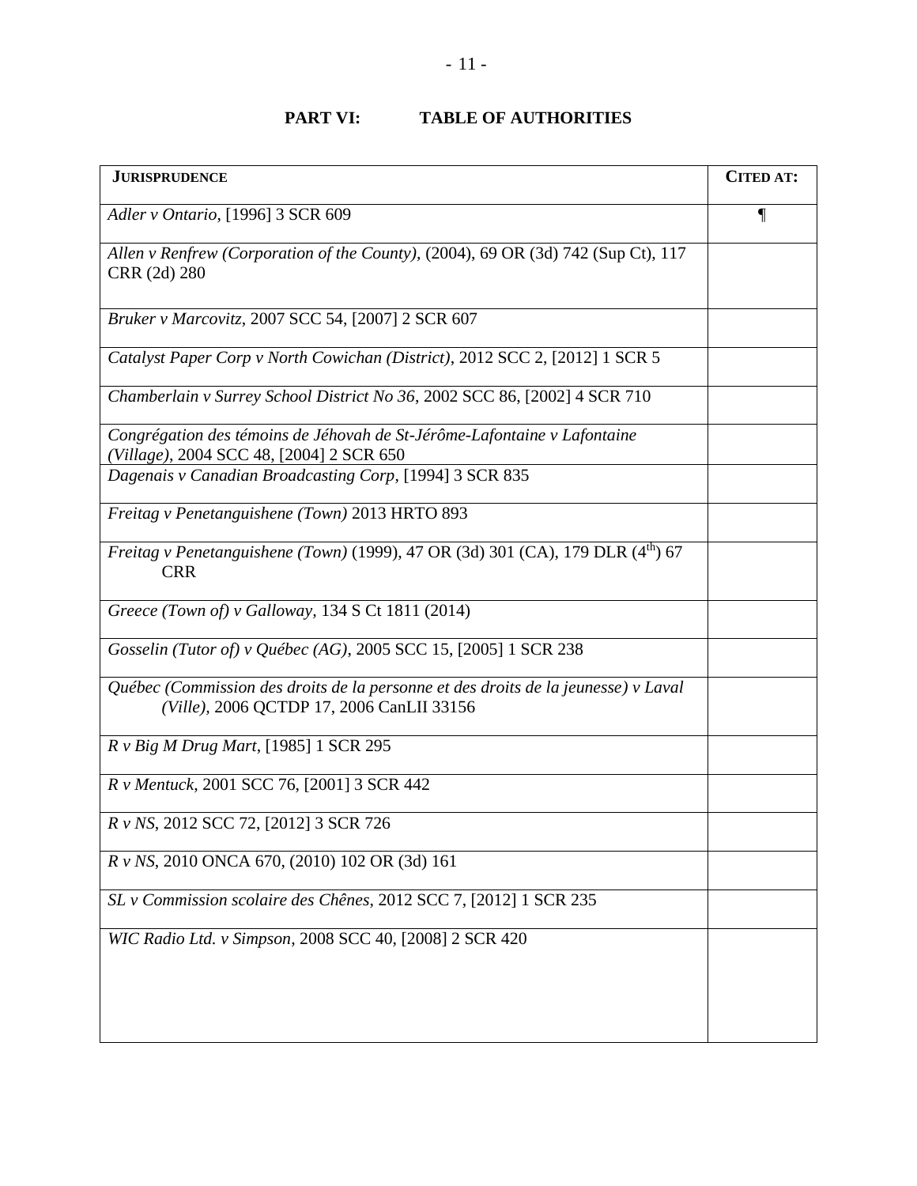## PART VI: TABLE OF AUTHORITIES

| **JURISPRUDENCE** | **CITED AT:** |
|---|---|
| *Adler v Ontario*, [1996] 3 SCR 609 | ¶ |
| *Allen v Renfrew (Corporation of the County)*, (2004), 69 OR (3d) 742 (Sup Ct), 117 CRR (2d) 280 | |
| *Bruker v Marcovitz*, 2007 SCC 54, [2007] 2 SCR 607 | |
| *Catalyst Paper Corp v North Cowichan (District)*, 2012 SCC 2, [2012] 1 SCR 5 | |
| *Chamberlain v Surrey School District No 36*, 2002 SCC 86, [2002] 4 SCR 710 | |
| *Congrégation des témoins de Jéhovah de St-Jérôme-Lafontaine v Lafontaine (Village)*, 2004 SCC 48, [2004] 2 SCR 650 | |
| *Dagenais v Canadian Broadcasting Corp*, [1994] 3 SCR 835 | |
| *Freitag v Penetanguishene (Town)* 2013 HRTO 893 | |
| *Freitag v Penetanguishene (Town)* (1999), 47 OR (3d) 301 (CA), 179 DLR (4th) 67 CRR | |
| *Greece (Town of) v Galloway*, 134 S Ct 1811 (2014) | |
| *Gosselin (Tutor of) v Québec (AG)*, 2005 SCC 15, [2005] 1 SCR 238 | |
| *Québec (Commission des droits de la personne et des droits de la jeunesse) v Laval (Ville)*, 2006 QCTDP 17, 2006 CanLII 33156 | |
| *R v Big M Drug Mart*, [1985] 1 SCR 295 | |
| *R v Mentuck*, 2001 SCC 76, [2001] 3 SCR 442 | |
| *R v NS*, 2012 SCC 72, [2012] 3 SCR 726 | |
| *R v NS*, 2010 ONCA 670, (2010) 102 OR (3d) 161 | |
| *SL v Commission scolaire des Chênes*, 2012 SCC 7, [2012] 1 SCR 235 | |
| *WIC Radio Ltd. v Simpson*, 2008 SCC 40, [2008] 2 SCR 420 | |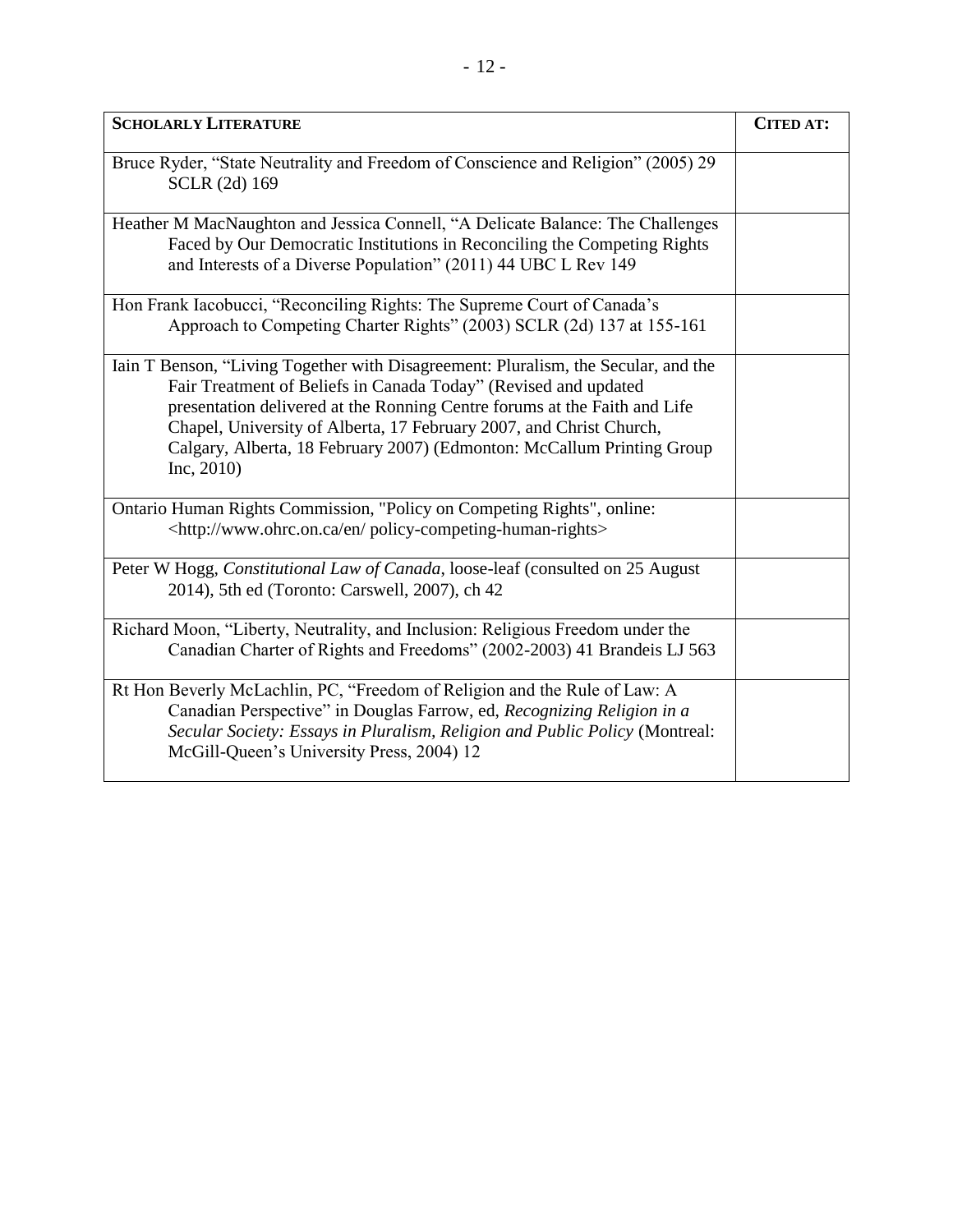| **SCHOLARLY LITERATURE** | **CITED AT:** |
|---|---|
| Bruce Ryder, "State Neutrality and Freedom of Conscience and Religion" (2005) 29 SCLR (2d) 169 | |
| Heather M MacNaughton and Jessica Connell, "A Delicate Balance: The Challenges Faced by Our Democratic Institutions in Reconciling the Competing Rights and Interests of a Diverse Population" (2011) 44 UBC L Rev 149 | |
| Hon Frank Iacobucci, "Reconciling Rights: The Supreme Court of Canada's Approach to Competing Charter Rights" (2003) SCLR (2d) 137 at 155-161 | |
| Iain T Benson, "Living Together with Disagreement: Pluralism, the Secular, and the Fair Treatment of Beliefs in Canada Today" (Revised and updated presentation delivered at the Ronning Centre forums at the Faith and Life Chapel, University of Alberta, 17 February 2007, and Christ Church, Calgary, Alberta, 18 February 2007) (Edmonton: McCallum Printing Group Inc, 2010) | |
| Ontario Human Rights Commission, "Policy on Competing Rights", online: <http://www.ohrc.on.ca/en/ policy-competing-human-rights> | |
| Peter W Hogg, *Constitutional Law of Canada*, loose-leaf (consulted on 25 August 2014), 5th ed (Toronto: Carswell, 2007), ch 42 | |
| Richard Moon, "Liberty, Neutrality, and Inclusion: Religious Freedom under the Canadian Charter of Rights and Freedoms" (2002-2003) 41 Brandeis LJ 563 | |
| Rt Hon Beverly McLachlin, PC, "Freedom of Religion and the Rule of Law: A Canadian Perspective" in Douglas Farrow, ed, *Recognizing Religion in a Secular Society: Essays in Pluralism, Religion and Public Policy* (Montreal: McGill-Queen's University Press, 2004) 12 | |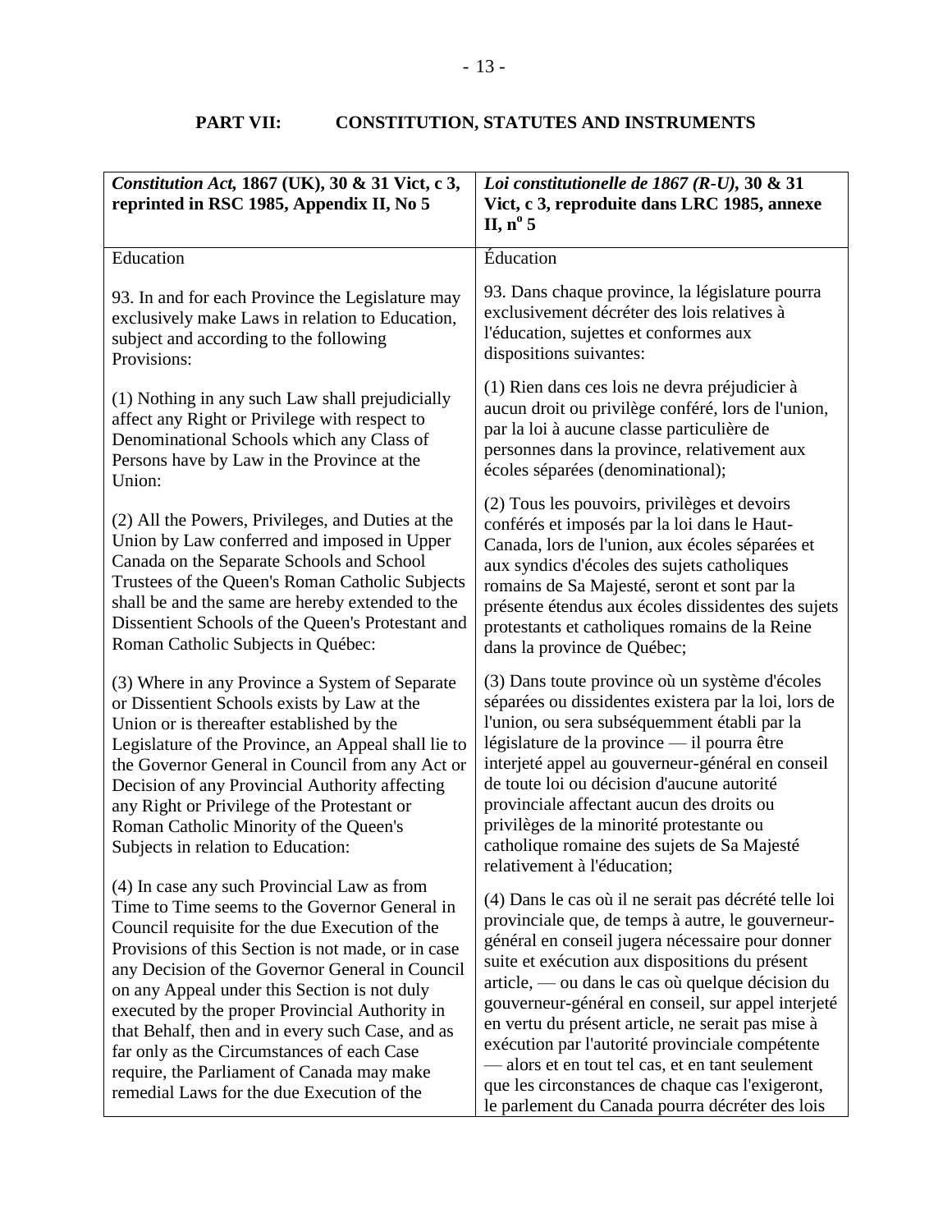## PART VII: CONSTITUTION, STATUTES AND INSTRUMENTS

| *Constitution Act*, **1867 (UK), 30 & 31 Vict, c 3, reprinted in RSC 1985, Appendix II, No 5** | ***Loi constitutionelle de 1867 (R-U)*, 30 & 31 Vict, c 3, reproduite dans LRC 1985, annexe II, n$^{o}$ 5** |
|---|---|
| Education | Éducation |
| 93. In and for each Province the Legislature may exclusively make Laws in relation to Education, subject and according to the following Provisions: | 93. Dans chaque province, la législature pourra exclusivement décréter des lois relatives à l'éducation, sujettes et conformes aux dispositions suivantes: |
| (1) Nothing in any such Law shall prejudicially affect any Right or Privilege with respect to Denominational Schools which any Class of Persons have by Law in the Province at the Union: | (1) Rien dans ces lois ne devra préjudicier à aucun droit ou privilège conféré, lors de l'union, par la loi à aucune classe particulière de personnes dans la province, relativement aux écoles séparées (denominational); |
| (2) All the Powers, Privileges, and Duties at the Union by Law conferred and imposed in Upper Canada on the Separate Schools and School Trustees of the Queen's Roman Catholic Subjects shall be and the same are hereby extended to the Dissentient Schools of the Queen's Protestant and Roman Catholic Subjects in Québec: | (2) Tous les pouvoirs, privilèges et devoirs conférés et imposés par la loi dans le Haut-Canada, lors de l'union, aux écoles séparées et aux syndics d'écoles des sujets catholiques romains de Sa Majesté, seront et sont par la présente étendus aux écoles dissidentes des sujets protestants et catholiques romains de la Reine dans la province de Québec; |
| (3) Where in any Province a System of Separate or Dissentient Schools exists by Law at the Union or is thereafter established by the Legislature of the Province, an Appeal shall lie to the Governor General in Council from any Act or Decision of any Provincial Authority affecting any Right or Privilege of the Protestant or Roman Catholic Minority of the Queen's Subjects in relation to Education: | (3) Dans toute province où un système d'écoles séparées ou dissidentes existera par la loi, lors de l'union, ou sera subséquemment établi par la législature de la province — il pourra être interjeté appel au gouverneur-général en conseil de toute loi ou décision d'aucune autorité provinciale affectant aucun des droits ou privilèges de la minorité protestante ou catholique romaine des sujets de Sa Majesté relativement à l'éducation; |
| (4) In case any such Provincial Law as from Time to Time seems to the Governor General in Council requisite for the due Execution of the Provisions of this Section is not made, or in case any Decision of the Governor General in Council on any Appeal under this Section is not duly executed by the proper Provincial Authority in that Behalf, then and in every such Case, and as far only as the Circumstances of each Case require, the Parliament of Canada may make remedial Laws for the due Execution of the | (4) Dans le cas où il ne serait pas décrété telle loi provinciale que, de temps à autre, le gouverneur-général en conseil jugera nécessaire pour donner suite et exécution aux dispositions du présent article, — ou dans le cas où quelque décision du gouverneur-général en conseil, sur appel interjeté en vertu du présent article, ne serait pas mise à exécution par l'autorité provinciale compétente — alors et en tout tel cas, et en tant seulement que les circonstances de chaque cas l'exigeront, le parlement du Canada pourra décréter des lois |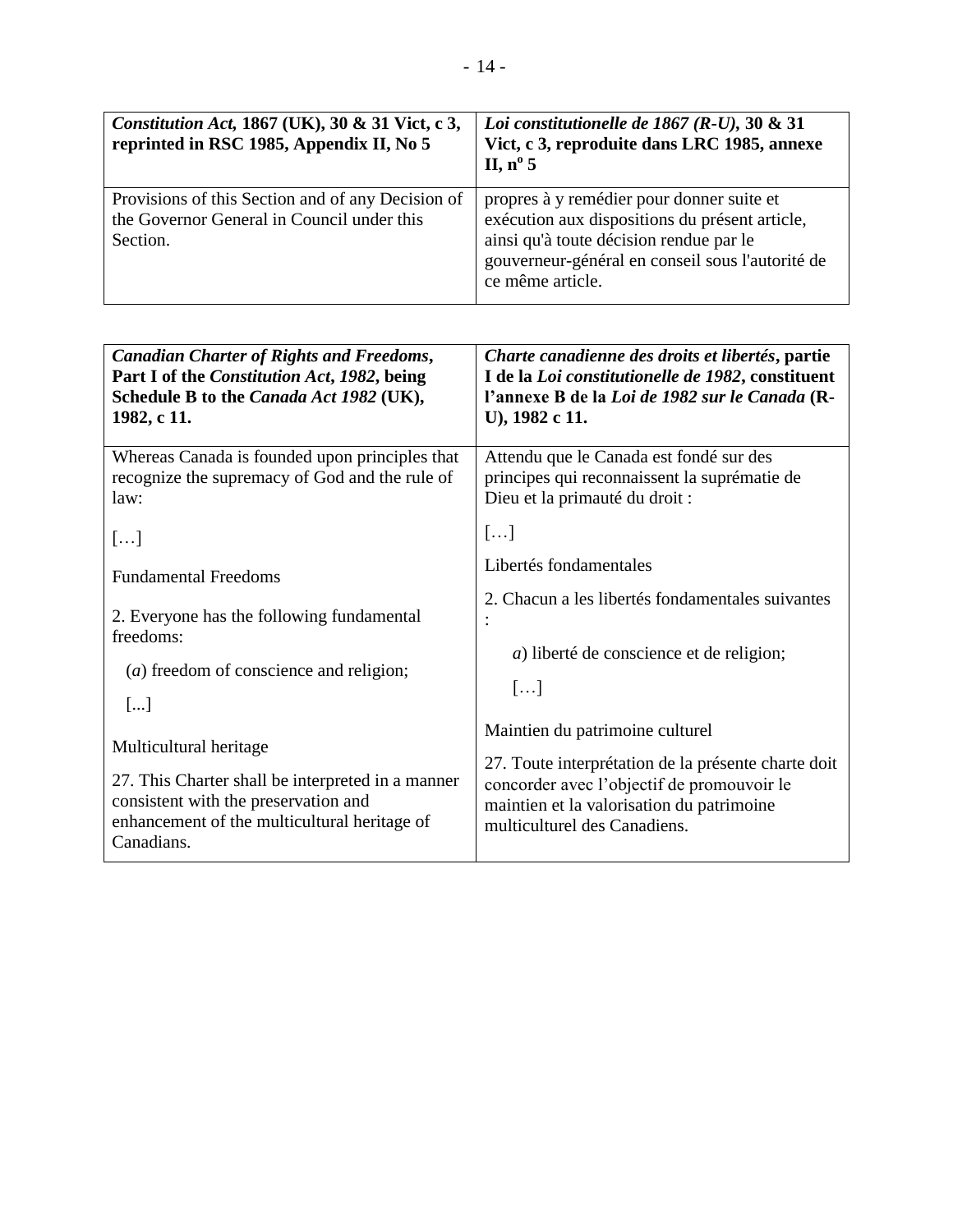| *Constitution Act,* **1867 (UK), 30 & 31 Vict, c 3, reprinted in RSC 1985, Appendix II, No 5** | ***Loi constitutionnelle de 1867 (R-U)*, 30 & 31 Vict, c 3, reproduite dans LRC 1985, annexe II, n[o] 5** |
|---|---|
| Provisions of this Section and of any Decision of the Governor General in Council under this Section. | propres à y remédier pour donner suite et exécution aux dispositions du présent article, ainsi qu'à toute décision rendue par le gouverneur-général en conseil sous l'autorité de ce même article. |

| ***Canadian Charter of Rights and Freedoms*, Part I of the *Constitution Act, 1982*, being Schedule B to the *Canada Act 1982* (UK), 1982, c 11.** | ***Charte canadienne des droits et libertés*, partie I de la *Loi constitutionnelle de 1982*, constituent l'annexe B de la *Loi de 1982 sur le Canada* (R-U), 1982 c 11.** |
|---|---|
| Whereas Canada is founded upon principles that recognize the supremacy of God and the rule of law:<br><br>[…]<br><br>Fundamental Freedoms<br><br>2. Everyone has the following fundamental freedoms:<br><br>(*a*) freedom of conscience and religion;<br><br>[...]<br><br>Multicultural heritage<br><br>27. This Charter shall be interpreted in a manner consistent with the preservation and enhancement of the multicultural heritage of Canadians. | Attendu que le Canada est fondé sur des principes qui reconnaissent la suprématie de Dieu et la primauté du droit :<br><br>[…]<br><br>Libertés fondamentales<br><br>2. Chacun a les libertés fondamentales suivantes :<br><br>*a*) liberté de conscience et de religion;<br><br>[…]<br><br>Maintien du patrimoine culturel<br><br>27. Toute interprétation de la présente charte doit concorder avec l'objectif de promouvoir le maintien et la valorisation du patrimoine multiculturel des Canadiens. |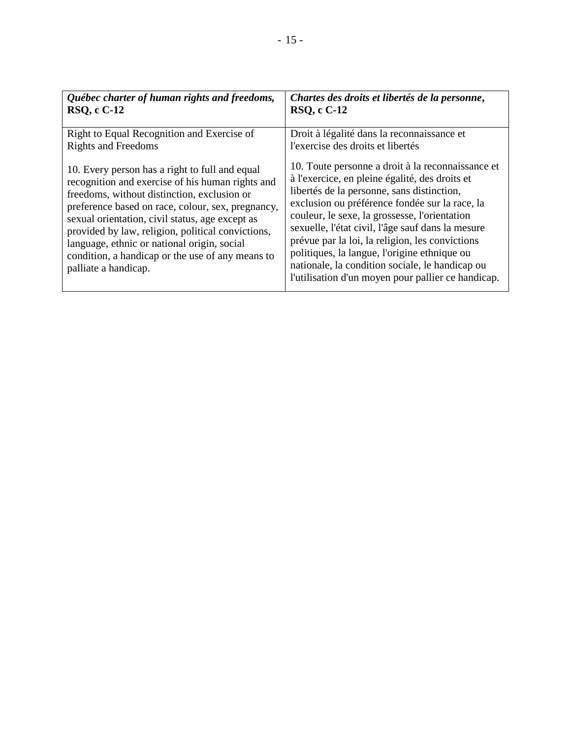| ***Québec charter of human rights and freedoms*, RSQ, c C-12** | ***Chartes des droits et libertés de la personne*, RSQ, c C-12** |
| --- | --- |
| Right to Equal Recognition and Exercise of Rights and Freedoms<br><br>10. Every person has a right to full and equal recognition and exercise of his human rights and freedoms, without distinction, exclusion or preference based on race, colour, sex, pregnancy, sexual orientation, civil status, age except as provided by law, religion, political convictions, language, ethnic or national origin, social condition, a handicap or the use of any means to palliate a handicap. | Droit à légalité dans la reconnaissance et l'exercise des droits et libertés<br><br>10. Toute personne a droit à la reconnaissance et à l'exercice, en pleine égalité, des droits et libertés de la personne, sans distinction, exclusion ou préférence fondée sur la race, la couleur, le sexe, la grossesse, l'orientation sexuelle, l'état civil, l'âge sauf dans la mesure prévue par la loi, la religion, les convictions politiques, la langue, l'origine ethnique ou nationale, la condition sociale, le handicap ou l'utilisation d'un moyen pour pallier ce handicap. |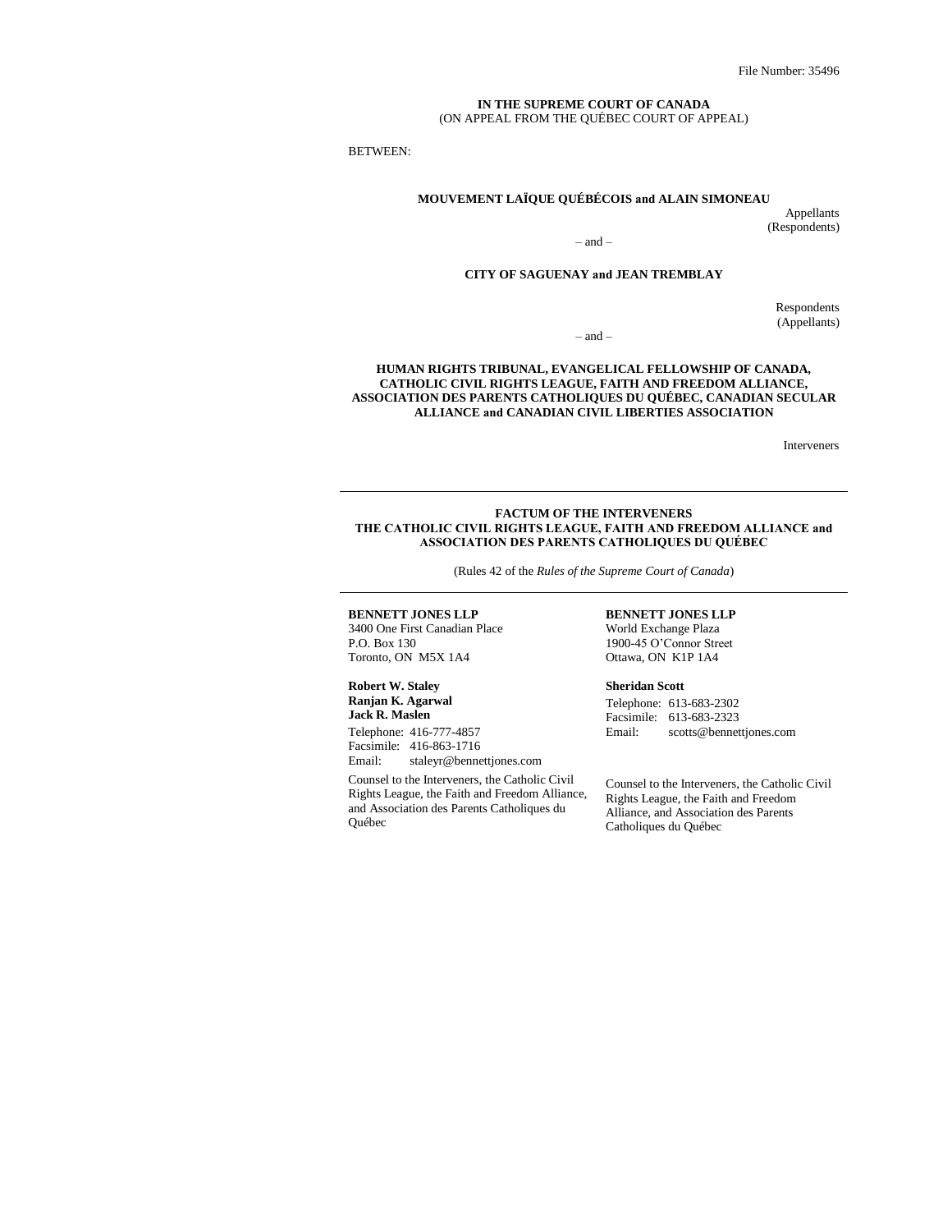File Number: 35496

**IN THE SUPREME COURT OF CANADA**
(ON APPEAL FROM THE QUÉBEC COURT OF APPEAL)

BETWEEN:

**MOUVEMENT LAÏQUE QUÉBÉCOIS and ALAIN SIMONEAU**

Appellants
(Respondents)

– and –

**CITY OF SAGUENAY and JEAN TREMBLAY**

Respondents
(Appellants)

– and –

**HUMAN RIGHTS TRIBUNAL, EVANGELICAL FELLOWSHIP OF CANADA, CATHOLIC CIVIL RIGHTS LEAGUE, FAITH AND FREEDOM ALLIANCE, ASSOCIATION DES PARENTS CATHOLIQUES DU QUÉBEC, CANADIAN SECULAR ALLIANCE and CANADIAN CIVIL LIBERTIES ASSOCIATION**

Interveners

---

**FACTUM OF THE INTERVENERS
THE CATHOLIC CIVIL RIGHTS LEAGUE, FAITH AND FREEDOM ALLIANCE and ASSOCIATION DES PARENTS CATHOLIQUES DU QUÉBEC**

(Rules 42 of the *Rules of the Supreme Court of Canada*)

---

**BENNETT JONES LLP**
3400 One First Canadian Place
P.O. Box 130
Toronto, ON M5X 1A4

**Robert W. Staley**
**Ranjan K. Agarwal**
**Jack R. Maslen**

Telephone: 416-777-4857
Facsimile: 416-863-1716
Email: staleyr@bennettjones.com

Counsel to the Interveners, the Catholic Civil Rights League, the Faith and Freedom Alliance, and Association des Parents Catholiques du Québec

**BENNETT JONES LLP**
World Exchange Plaza
1900-45 O'Connor Street
Ottawa, ON K1P 1A4

**Sheridan Scott**

Telephone: 613-683-2302
Facsimile: 613-683-2323
Email: scotts@bennettjones.com

Counsel to the Interveners, the Catholic Civil Rights League, the Faith and Freedom Alliance, and Association des Parents Catholiques du Québec